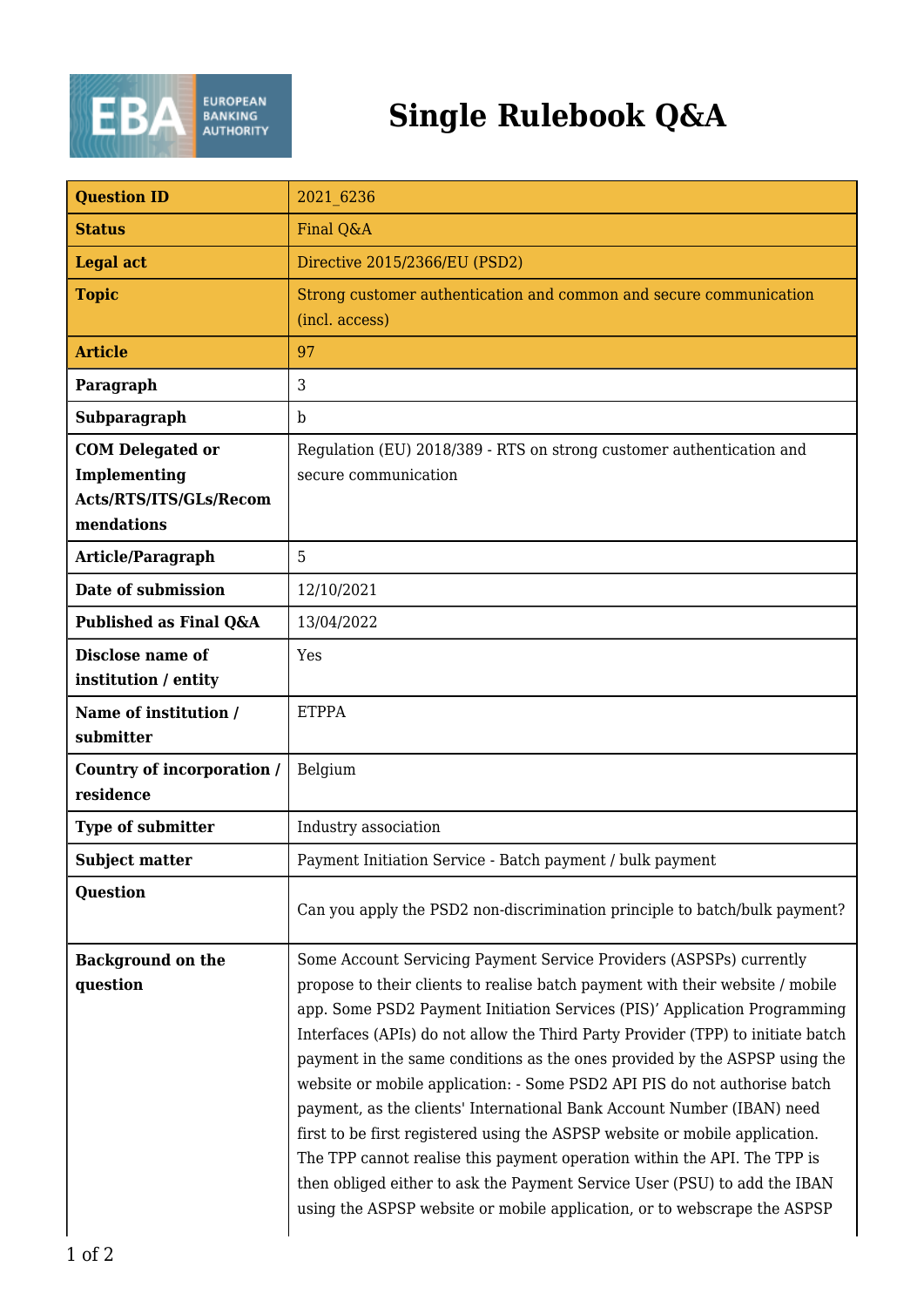# Single Rulebook Q&A

| Question ID | 2021_6236 |
|---|---|
| Status | Final Q&A |
| Legal act | Directive 2015/2366/EU (PSD2) |
| Topic | Strong customer authentication and common and secure communication (incl. access) |
| Article | 97 |
| Paragraph | 3 |
| Subparagraph | b |
| COM Delegated or Implementing Acts/RTS/ITS/GLs/Recommendations | Regulation (EU) 2018/389 - RTS on strong customer authentication and secure communication |
| Article/Paragraph | 5 |
| Date of submission | 12/10/2021 |
| Published as Final Q&A | 13/04/2022 |
| Disclose name of institution / entity | Yes |
| Name of institution / submitter | ETPPA |
| Country of incorporation / residence | Belgium |
| Type of submitter | Industry association |
| Subject matter | Payment Initiation Service - Batch payment / bulk payment |
| Question | Can you apply the PSD2 non-discrimination principle to batch/bulk payment? |
| Background on the question | Some Account Servicing Payment Service Providers (ASPSPs) currently propose to their clients to realise batch payment with their website / mobile app. Some PSD2 Payment Initiation Services (PIS)' Application Programming Interfaces (APIs) do not allow the Third Party Provider (TPP) to initiate batch payment in the same conditions as the ones provided by the ASPSP using the website or mobile application: - Some PSD2 API PIS do not authorise batch payment, as the clients' International Bank Account Number (IBAN) need first to be first registered using the ASPSP website or mobile application. The TPP cannot realise this payment operation within the API. The TPP is then obliged either to ask the Payment Service User (PSU) to add the IBAN using the ASPSP website or mobile application, or to webscrape the ASPSP |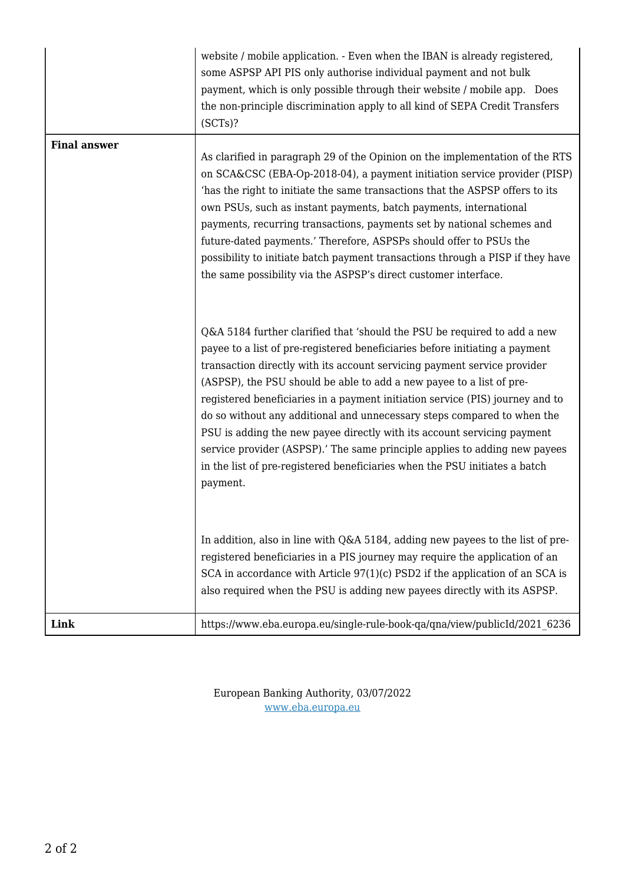| | |
|---|---|
| | website / mobile application. - Even when the IBAN is already registered, some ASPSP API PIS only authorise individual payment and not bulk payment, which is only possible through their website / mobile app. Does the non-principle discrimination apply to all kind of SEPA Credit Transfers (SCTs)? |
| **Final answer** | As clarified in paragraph 29 of the Opinion on the implementation of the RTS on SCA&CSC (EBA-Op-2018-04), a payment initiation service provider (PISP) 'has the right to initiate the same transactions that the ASPSP offers to its own PSUs, such as instant payments, batch payments, international payments, recurring transactions, payments set by national schemes and future-dated payments.' Therefore, ASPSPs should offer to PSUs the possibility to initiate batch payment transactions through a PISP if they have the same possibility via the ASPSP's direct customer interface.<br><br>Q&A 5184 further clarified that 'should the PSU be required to add a new payee to a list of pre-registered beneficiaries before initiating a payment transaction directly with its account servicing payment service provider (ASPSP), the PSU should be able to add a new payee to a list of pre-registered beneficiaries in a payment initiation service (PIS) journey and to do so without any additional and unnecessary steps compared to when the PSU is adding the new payee directly with its account servicing payment service provider (ASPSP).' The same principle applies to adding new payees in the list of pre-registered beneficiaries when the PSU initiates a batch payment.<br><br>In addition, also in line with Q&A 5184, adding new payees to the list of pre-registered beneficiaries in a PIS journey may require the application of an SCA in accordance with Article 97(1)(c) PSD2 if the application of an SCA is also required when the PSU is adding new payees directly with its ASPSP. |
| **Link** | https://www.eba.europa.eu/single-rule-book-qa/qna/view/publicId/2021_6236 |

European Banking Authority, 03/07/2022
www.eba.europa.eu